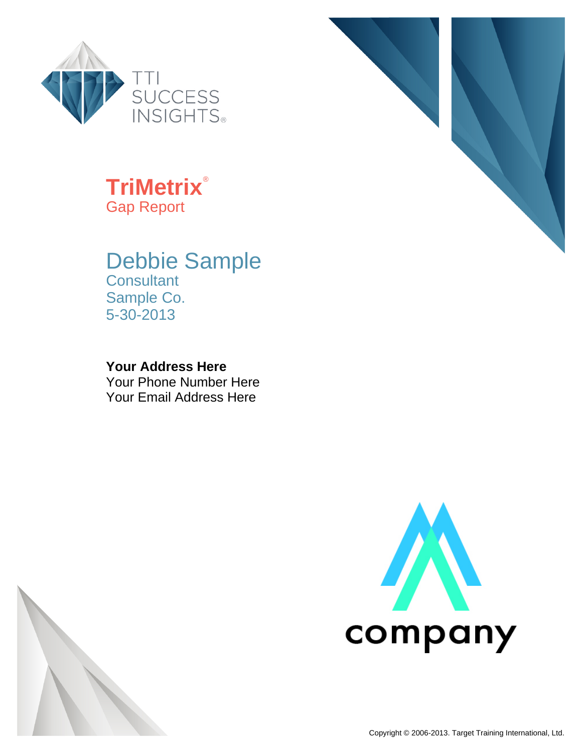TTI SUCCESS INSIGHTS®

# TriMetrix®

## Gap Report

## Debbie Sample

Consultant

Sample Co.

5-30-2013

**Your Address Here**

Your Phone Number Here

Your Email Address Here

company

Copyright © 2006-2013. Target Training International, Ltd.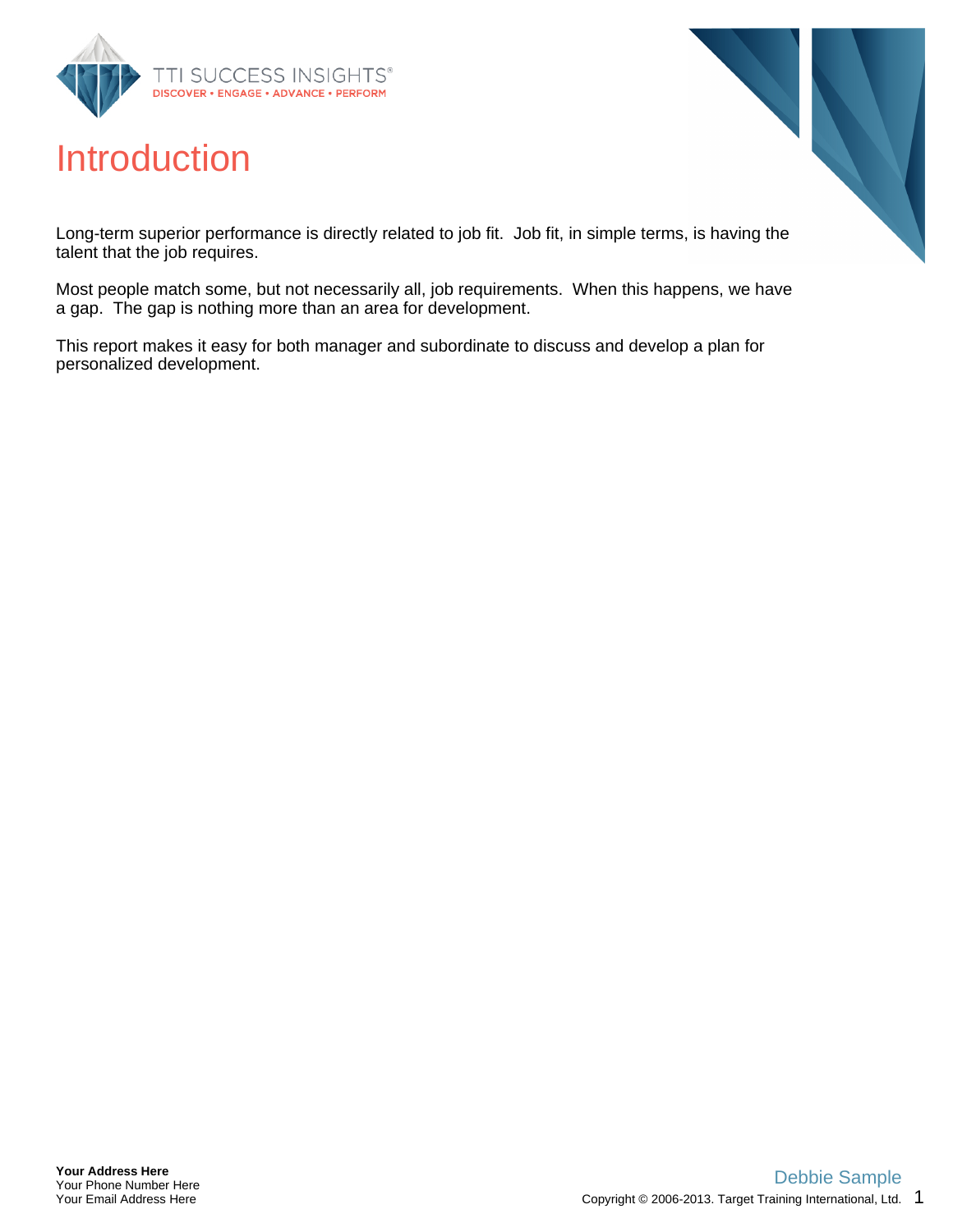# Introduction

Long-term superior performance is directly related to job fit. Job fit, in simple terms, is having the talent that the job requires.

Most people match some, but not necessarily all, job requirements. When this happens, we have a gap. The gap is nothing more than an area for development.

This report makes it easy for both manager and subordinate to discuss and develop a plan for personalized development.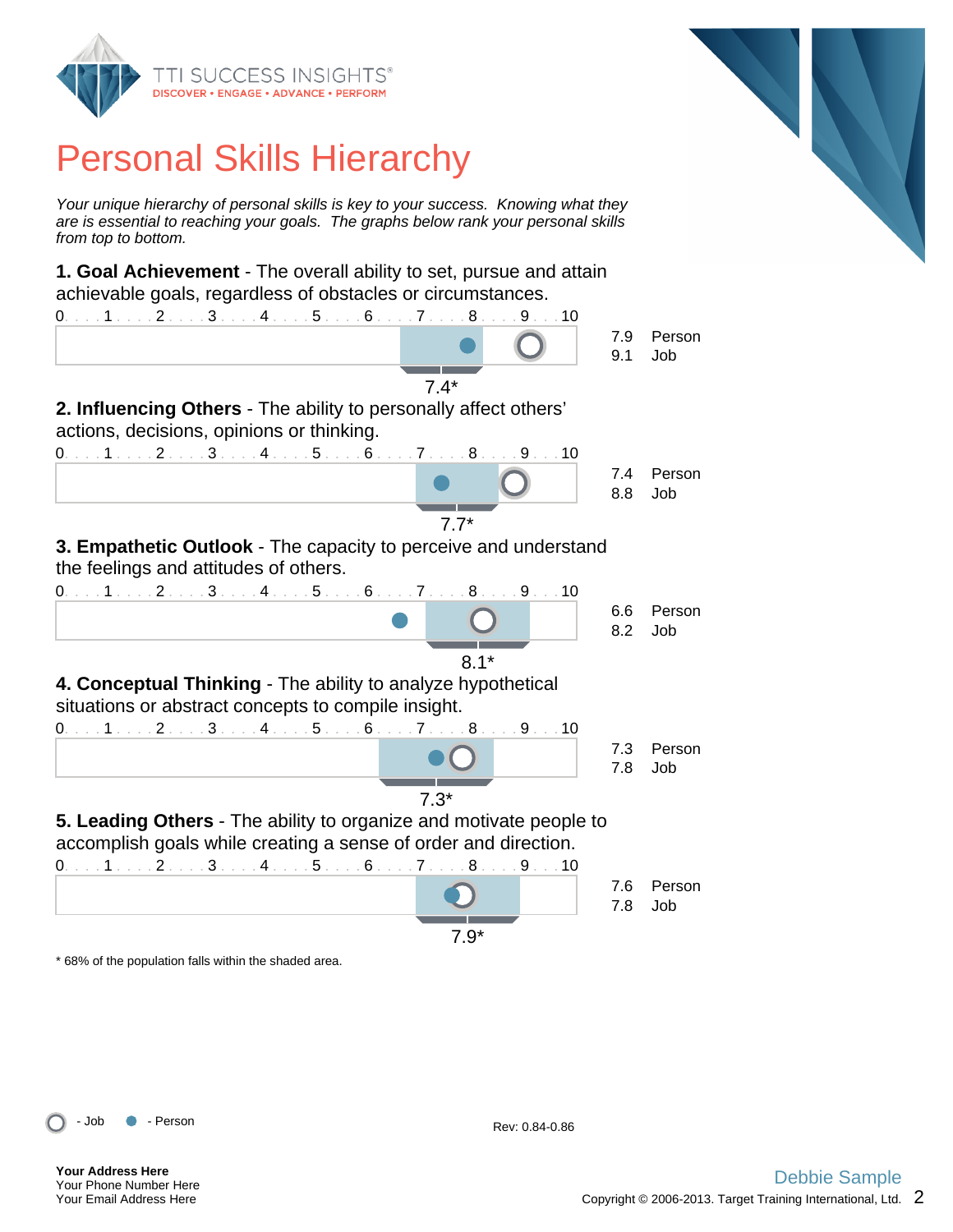# Personal Skills Hierarchy

*Your unique hierarchy of personal skills is key to your success. Knowing what they are is essential to reaching your goals. The graphs below rank your personal skills from top to bottom.*

**1. Goal Achievement** - The overall ability to set, pursue and attain achievable goals, regardless of obstacles or circumstances.

| Score | |
|---|---|
| 7.9 | Person |
| 9.1 | Job |

7.4*

**2. Influencing Others** - The ability to personally affect others' actions, decisions, opinions or thinking.

| Score | |
|---|---|
| 7.4 | Person |
| 8.8 | Job |

7.7*

**3. Empathetic Outlook** - The capacity to perceive and understand the feelings and attitudes of others.

| Score | |
|---|---|
| 6.6 | Person |
| 8.2 | Job |

8.1*

**4. Conceptual Thinking** - The ability to analyze hypothetical situations or abstract concepts to compile insight.

| Score | |
|---|---|
| 7.3 | Person |
| 7.8 | Job |

7.3*

**5. Leading Others** - The ability to organize and motivate people to accomplish goals while creating a sense of order and direction.

| Score | |
|---|---|
| 7.6 | Person |
| 7.8 | Job |

7.9*

* 68% of the population falls within the shaded area.

○ - Job ● - Person

Rev: 0.84-0.86

**Your Address Here**
Your Phone Number Here
Your Email Address Here

Debbie Sample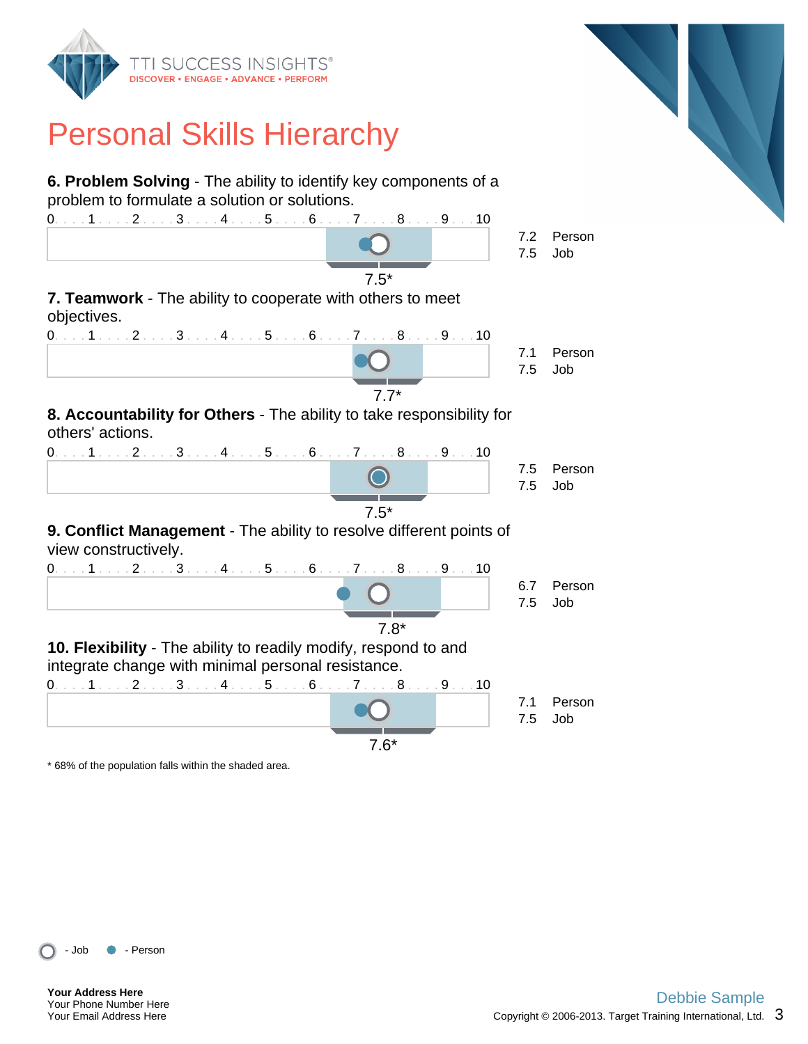# Personal Skills Hierarchy

**6. Problem Solving** - The ability to identify key components of a problem to formulate a solution or solutions.

0 . . . 1 . . . 2 . . . 3 . . . 4 . . . 5 . . . 6 . . . 7 . . . 8 . . . 9 . . 10

7.5*

7.2 Person
7.5 Job

**7. Teamwork** - The ability to cooperate with others to meet objectives.

0 . . . 1 . . . 2 . . . 3 . . . 4 . . . 5 . . . 6 . . . 7 . . . 8 . . . 9 . . 10

7.7*

7.1 Person
7.5 Job

**8. Accountability for Others** - The ability to take responsibility for others' actions.

0 . . . 1 . . . 2 . . . 3 . . . 4 . . . 5 . . . 6 . . . 7 . . . 8 . . . 9 . . 10

7.5*

7.5 Person
7.5 Job

**9. Conflict Management** - The ability to resolve different points of view constructively.

0 . . . 1 . . . 2 . . . 3 . . . 4 . . . 5 . . . 6 . . . 7 . . . 8 . . . 9 . . 10

7.8*

6.7 Person
7.5 Job

**10. Flexibility** - The ability to readily modify, respond to and integrate change with minimal personal resistance.

0 . . . 1 . . . 2 . . . 3 . . . 4 . . . 5 . . . 6 . . . 7 . . . 8 . . . 9 . . 10

7.6*

7.1 Person
7.5 Job

* 68% of the population falls within the shaded area.

○ - Job ● - Person

**Your Address Here**
Your Phone Number Here
Your Email Address Here

Debbie Sample
Copyright © 2006-2013. Target Training International, Ltd.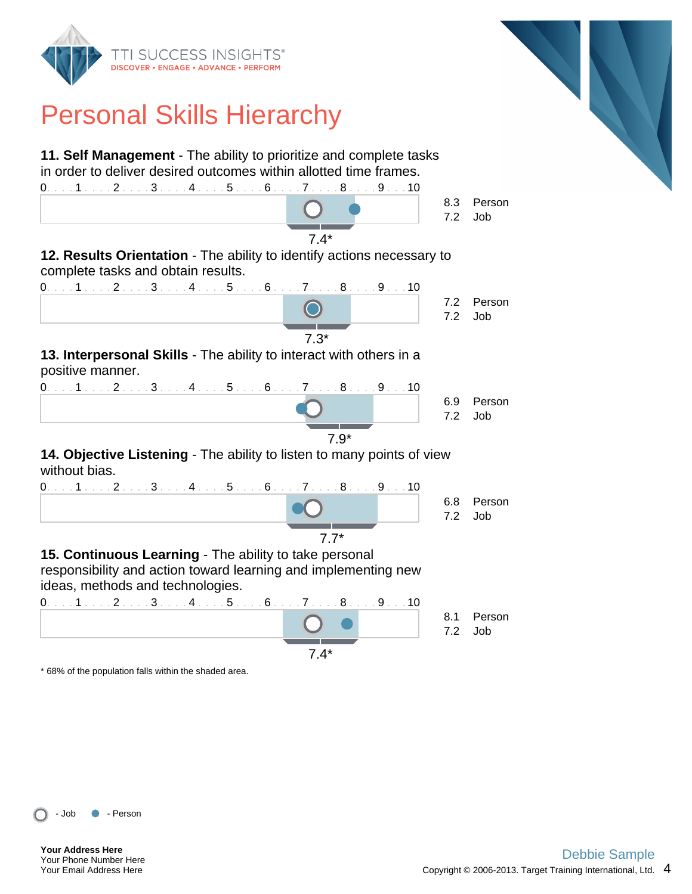# Personal Skills Hierarchy

**11. Self Management** - The ability to prioritize and complete tasks in order to deliver desired outcomes within allotted time frames.

0 . . . 1 . . . 2 . . . 3 . . . 4 . . . 5 . . . 6 . . . 7 . . . 8 . . . 9 . . . 10

7.4*

8.3 Person
7.2 Job

**12. Results Orientation** - The ability to identify actions necessary to complete tasks and obtain results.

0 . . . 1 . . . 2 . . . 3 . . . 4 . . . 5 . . . 6 . . . 7 . . . 8 . . . 9 . . . 10

7.3*

7.2 Person
7.2 Job

**13. Interpersonal Skills** - The ability to interact with others in a positive manner.

0 . . . 1 . . . 2 . . . 3 . . . 4 . . . 5 . . . 6 . . . 7 . . . 8 . . . 9 . . . 10

7.9*

6.9 Person
7.2 Job

**14. Objective Listening** - The ability to listen to many points of view without bias.

0 . . . 1 . . . 2 . . . 3 . . . 4 . . . 5 . . . 6 . . . 7 . . . 8 . . . 9 . . . 10

7.7*

6.8 Person
7.2 Job

**15. Continuous Learning** - The ability to take personal responsibility and action toward learning and implementing new ideas, methods and technologies.

0 . . . 1 . . . 2 . . . 3 . . . 4 . . . 5 . . . 6 . . . 7 . . . 8 . . . 9 . . . 10

7.4*

8.1 Person
7.2 Job

\* 68% of the population falls within the shaded area.

○ - Job ● - Person

**Your Address Here**
Your Phone Number Here
Your Email Address Here

Debbie Sample
Copyright © 2006-2013. Target Training International, Ltd.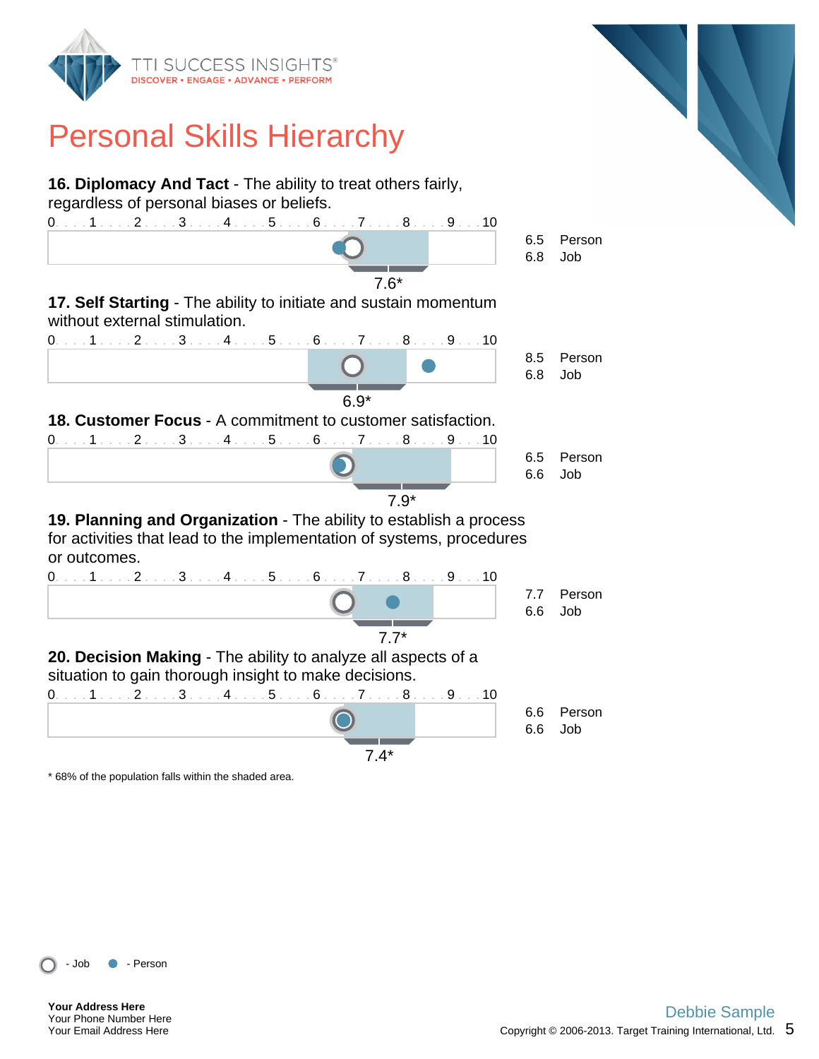# Personal Skills Hierarchy

**16. Diplomacy And Tact** - The ability to treat others fairly, regardless of personal biases or beliefs.

7.6*

| Score | |
|---|---|
| 6.5 | Person |
| 6.8 | Job |

**17. Self Starting** - The ability to initiate and sustain momentum without external stimulation.

6.9*

| Score | |
|---|---|
| 8.5 | Person |
| 6.8 | Job |

**18. Customer Focus** - A commitment to customer satisfaction.

7.9*

| Score | |
|---|---|
| 6.5 | Person |
| 6.6 | Job |

**19. Planning and Organization** - The ability to establish a process for activities that lead to the implementation of systems, procedures or outcomes.

7.7*

| Score | |
|---|---|
| 7.7 | Person |
| 6.6 | Job |

**20. Decision Making** - The ability to analyze all aspects of a situation to gain thorough insight to make decisions.

7.4*

| Score | |
|---|---|
| 6.6 | Person |
| 6.6 | Job |

* 68% of the population falls within the shaded area.

○ - Job ● - Person

**Your Address Here**
Your Phone Number Here
Your Email Address Here

Debbie Sample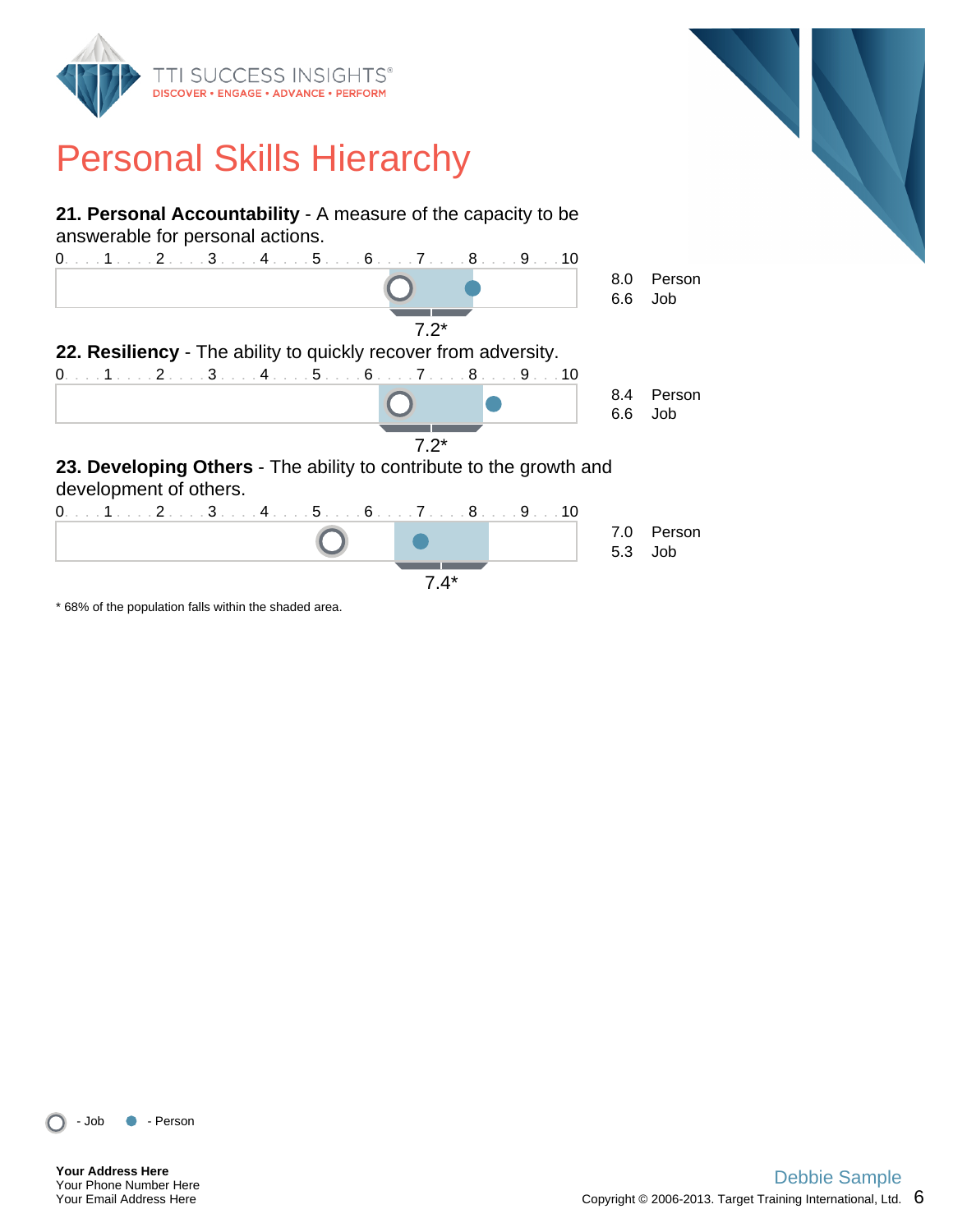# Personal Skills Hierarchy

**21. Personal Accountability** - A measure of the capacity to be answerable for personal actions.

0 . . . 1 . . . 2 . . . 3 . . . 4 . . . 5 . . . 6 . . . 7 . . . 8 . . . 9 . . . 10

7.2*

| Score | |
|---|---|
| 8.0 | Person |
| 6.6 | Job |

**22. Resiliency** - The ability to quickly recover from adversity.

0 . . . 1 . . . 2 . . . 3 . . . 4 . . . 5 . . . 6 . . . 7 . . . 8 . . . 9 . . . 10

7.2*

| Score | |
|---|---|
| 8.4 | Person |
| 6.6 | Job |

**23. Developing Others** - The ability to contribute to the growth and development of others.

0 . . . 1 . . . 2 . . . 3 . . . 4 . . . 5 . . . 6 . . . 7 . . . 8 . . . 9 . . . 10

7.4*

| Score | |
|---|---|
| 7.0 | Person |
| 5.3 | Job |

* 68% of the population falls within the shaded area.

○ - Job ● - Person

**Your Address Here**
Your Phone Number Here
Your Email Address Here

Debbie Sample
Copyright © 2006-2013. Target Training International, Ltd.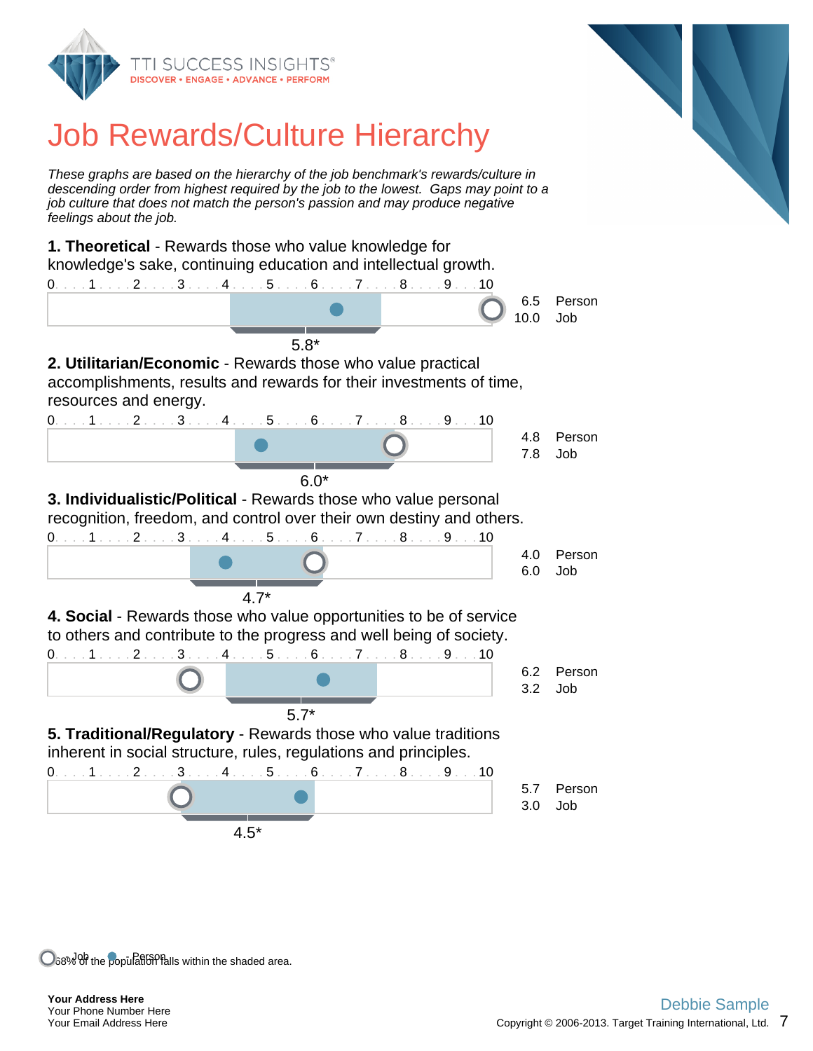# Job Rewards/Culture Hierarchy

*These graphs are based on the hierarchy of the job benchmark's rewards/culture in descending order from highest required by the job to the lowest. Gaps may point to a job culture that does not match the person's passion and may produce negative feelings about the job.*

**1. Theoretical** - Rewards those who value knowledge for knowledge's sake, continuing education and intellectual growth.

| Score | |
|---|---|
| 6.5 | Person |
| 10.0 | Job |

5.8*

**2. Utilitarian/Economic** - Rewards those who value practical accomplishments, results and rewards for their investments of time, resources and energy.

| Score | |
|---|---|
| 4.8 | Person |
| 7.8 | Job |

6.0*

**3. Individualistic/Political** - Rewards those who value personal recognition, freedom, and control over their own destiny and others.

| Score | |
|---|---|
| 4.0 | Person |
| 6.0 | Job |

4.7*

**4. Social** - Rewards those who value opportunities to be of service to others and contribute to the progress and well being of society.

| Score | |
|---|---|
| 6.2 | Person |
| 3.2 | Job |

5.7*

**5. Traditional/Regulatory** - Rewards those who value traditions inherent in social structure, rules, regulations and principles.

| Score | |
|---|---|
| 5.7 | Person |
| 3.0 | Job |

4.5*

○ - Job ● - Person * 68% of the population falls within the shaded area.

**Your Address Here**
Your Phone Number Here
Your Email Address Here

Debbie Sample
Copyright © 2006-2013. Target Training International, Ltd.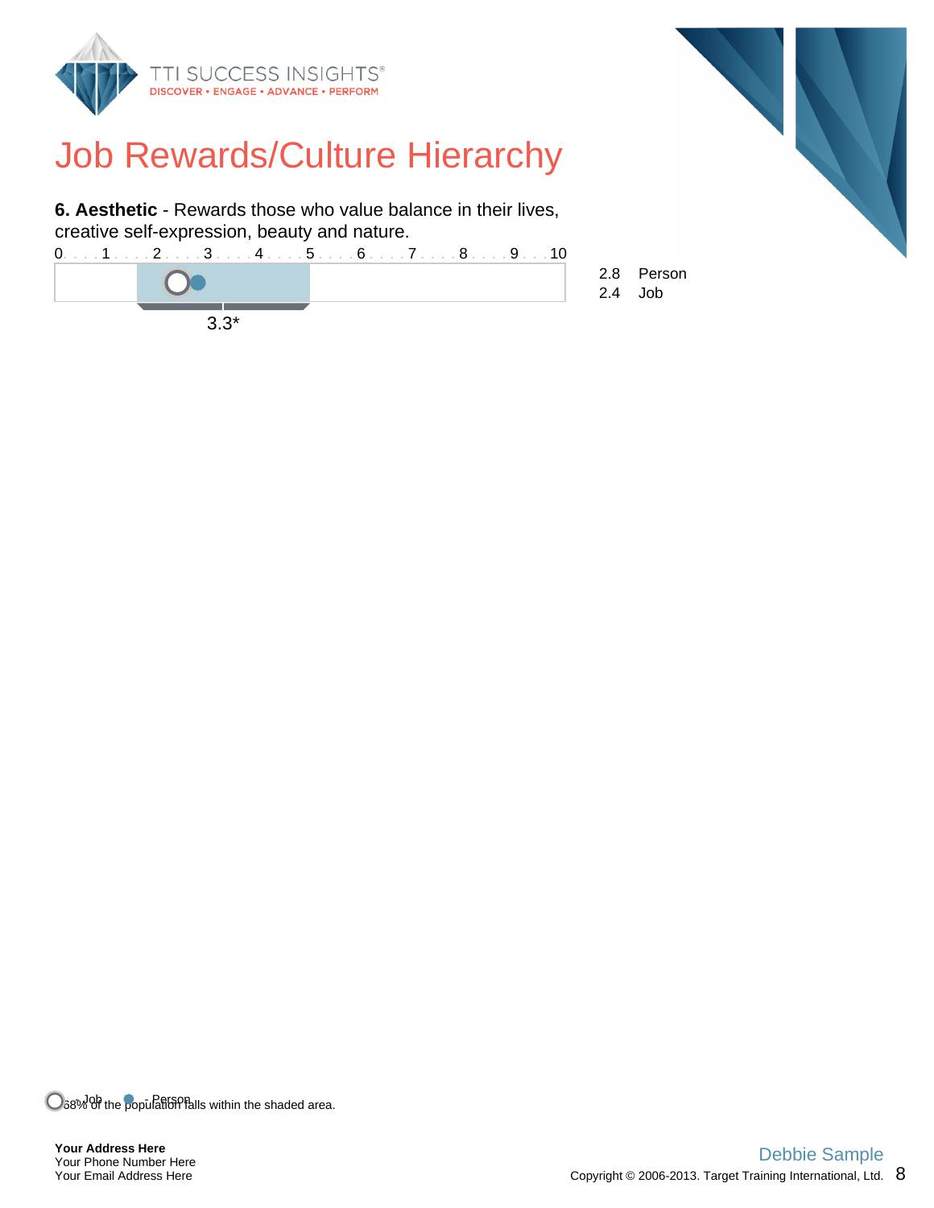# Job Rewards/Culture Hierarchy

**6. Aesthetic** - Rewards those who value balance in their lives, creative self-expression, beauty and nature.

0 . . . 1 . . . 2 . . . 3 . . . 4 . . . 5 . . . 6 . . . 7 . . . 8 . . . 9 . . . 10

3.3*

2.8 Person
2.4 Job

Job Person

* 68% of the population falls within the shaded area.

**Your Address Here**
Your Phone Number Here
Your Email Address Here

Debbie Sample

Copyright © 2006-2013. Target Training International, Ltd.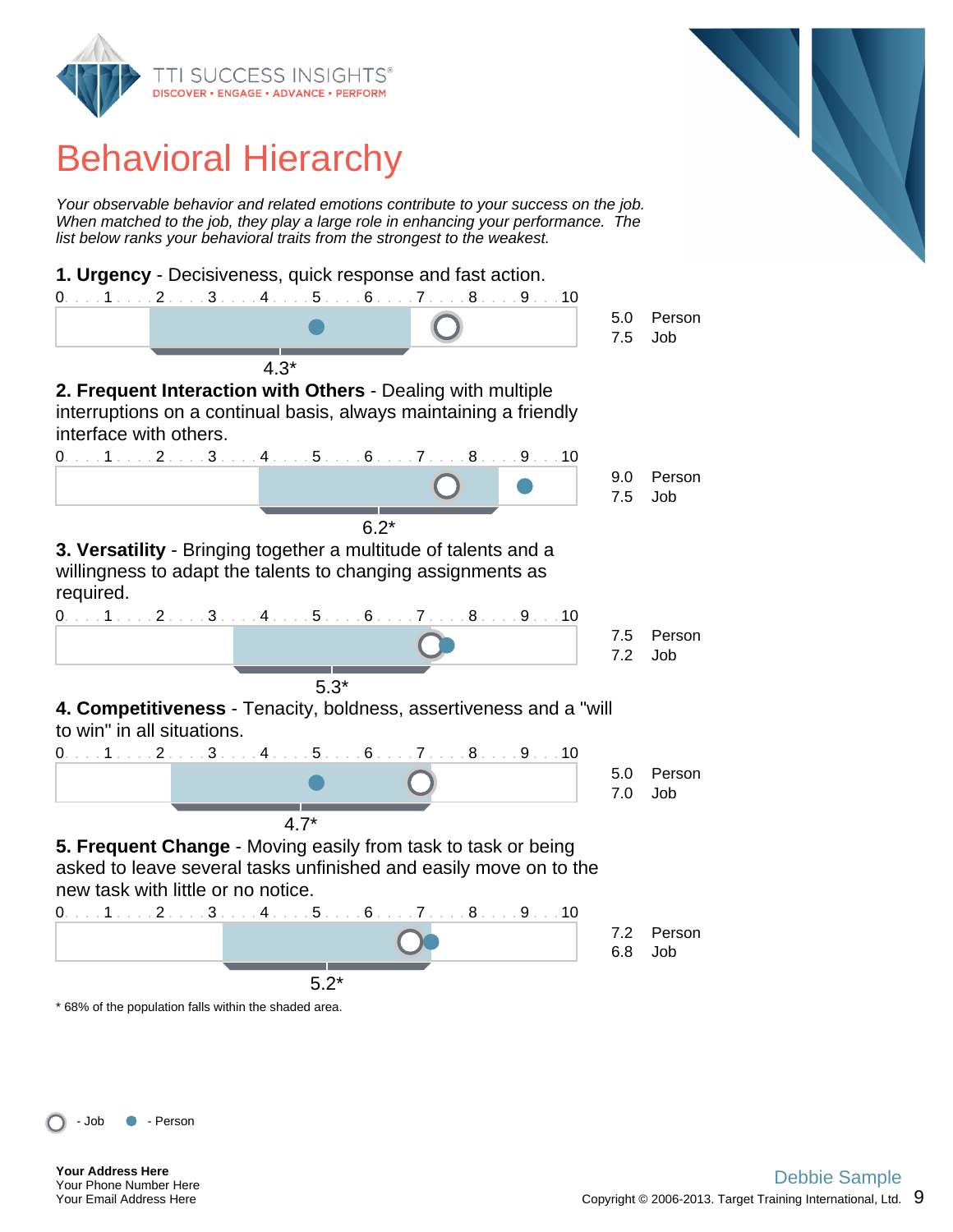# Behavioral Hierarchy

*Your observable behavior and related emotions contribute to your success on the job. When matched to the job, they play a large role in enhancing your performance. The list below ranks your behavioral traits from the strongest to the weakest.*

**1. Urgency** - Decisiveness, quick response and fast action.

| Person | Job | Population mean* |
|---|---|---|
| 5.0 | 7.5 | 4.3* |

**2. Frequent Interaction with Others** - Dealing with multiple interruptions on a continual basis, always maintaining a friendly interface with others.

| Person | Job | Population mean* |
|---|---|---|
| 9.0 | 7.5 | 6.2* |

**3. Versatility** - Bringing together a multitude of talents and a willingness to adapt the talents to changing assignments as required.

| Person | Job | Population mean* |
|---|---|---|
| 7.5 | 7.2 | 5.3* |

**4. Competitiveness** - Tenacity, boldness, assertiveness and a "will to win" in all situations.

| Person | Job | Population mean* |
|---|---|---|
| 5.0 | 7.0 | 4.7* |

**5. Frequent Change** - Moving easily from task to task or being asked to leave several tasks unfinished and easily move on to the new task with little or no notice.

| Person | Job | Population mean* |
|---|---|---|
| 7.2 | 6.8 | 5.2* |

* 68% of the population falls within the shaded area.

○ - Job ● - Person

**Your Address Here**
Your Phone Number Here
Your Email Address Here

Debbie Sample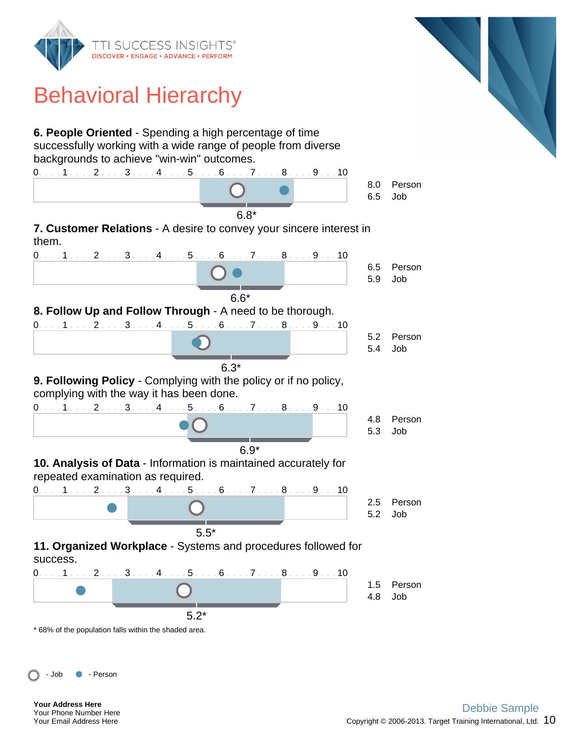# Behavioral Hierarchy

**6. People Oriented** - Spending a high percentage of time successfully working with a wide range of people from diverse backgrounds to achieve "win-win" outcomes.

| Score | |
|---|---|
| 8.0 | Person |
| 6.5 | Job |

6.8*

**7. Customer Relations** - A desire to convey your sincere interest in them.

| Score | |
|---|---|
| 6.5 | Person |
| 5.9 | Job |

6.6*

**8. Follow Up and Follow Through** - A need to be thorough.

| Score | |
|---|---|
| 5.2 | Person |
| 5.4 | Job |

6.3*

**9. Following Policy** - Complying with the policy or if no policy, complying with the way it has been done.

| Score | |
|---|---|
| 4.8 | Person |
| 5.3 | Job |

6.9*

**10. Analysis of Data** - Information is maintained accurately for repeated examination as required.

| Score | |
|---|---|
| 2.5 | Person |
| 5.2 | Job |

5.5*

**11. Organized Workplace** - Systems and procedures followed for success.

| Score | |
|---|---|
| 1.5 | Person |
| 4.8 | Job |

5.2*

* 68% of the population falls within the shaded area.

○ - Job ● - Person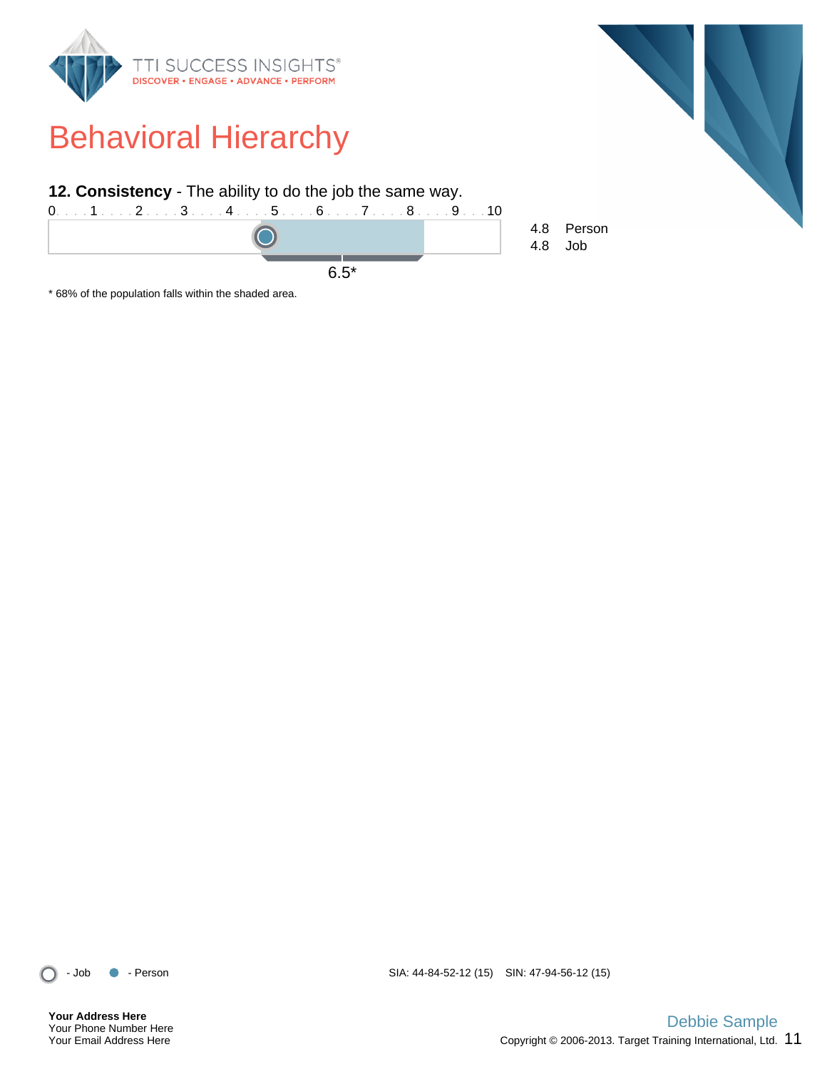# Behavioral Hierarchy

**12. Consistency** - The ability to do the job the same way.

0 . . . 1 . . . 2 . . . 3 . . . 4 . . . 5 . . . 6 . . . 7 . . . 8 . . . 9 . . . 10

6.5*

4.8 Person
4.8 Job

* 68% of the population falls within the shaded area.

- Job - Person

SIA: 44-84-52-12 (15) SIN: 47-94-56-12 (15)

**Your Address Here**
Your Phone Number Here
Your Email Address Here

Debbie Sample

Copyright © 2006-2013. Target Training International, Ltd.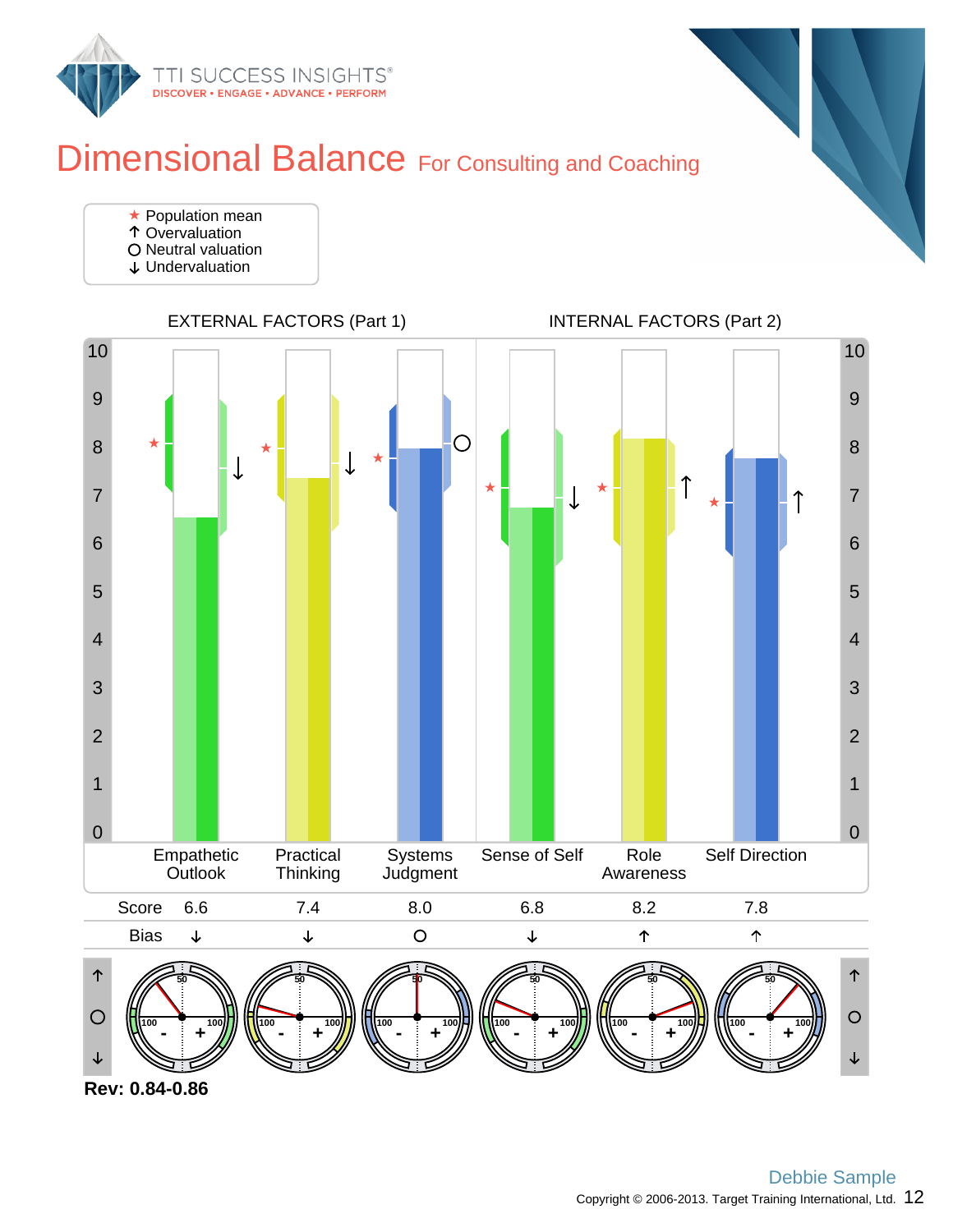# Dimensional Balance For Consulting and Coaching

★ Population mean
↑ Overvaluation
O Neutral valuation
↓ Undervaluation

EXTERNAL FACTORS (Part 1) | INTERNAL FACTORS (Part 2)

| | Empathetic Outlook | Practical Thinking | Systems Judgment | Sense of Self | Role Awareness | Self Direction |
|---|---|---|---|---|---|---|
| Score | 6.6 | 7.4 | 8.0 | 6.8 | 8.2 | 7.8 |
| Bias | ↓ | ↓ | O | ↓ | ↑ | ↑ |

**Rev: 0.84-0.86**

Debbie Sample

Copyright © 2006-2013. Target Training International, Ltd.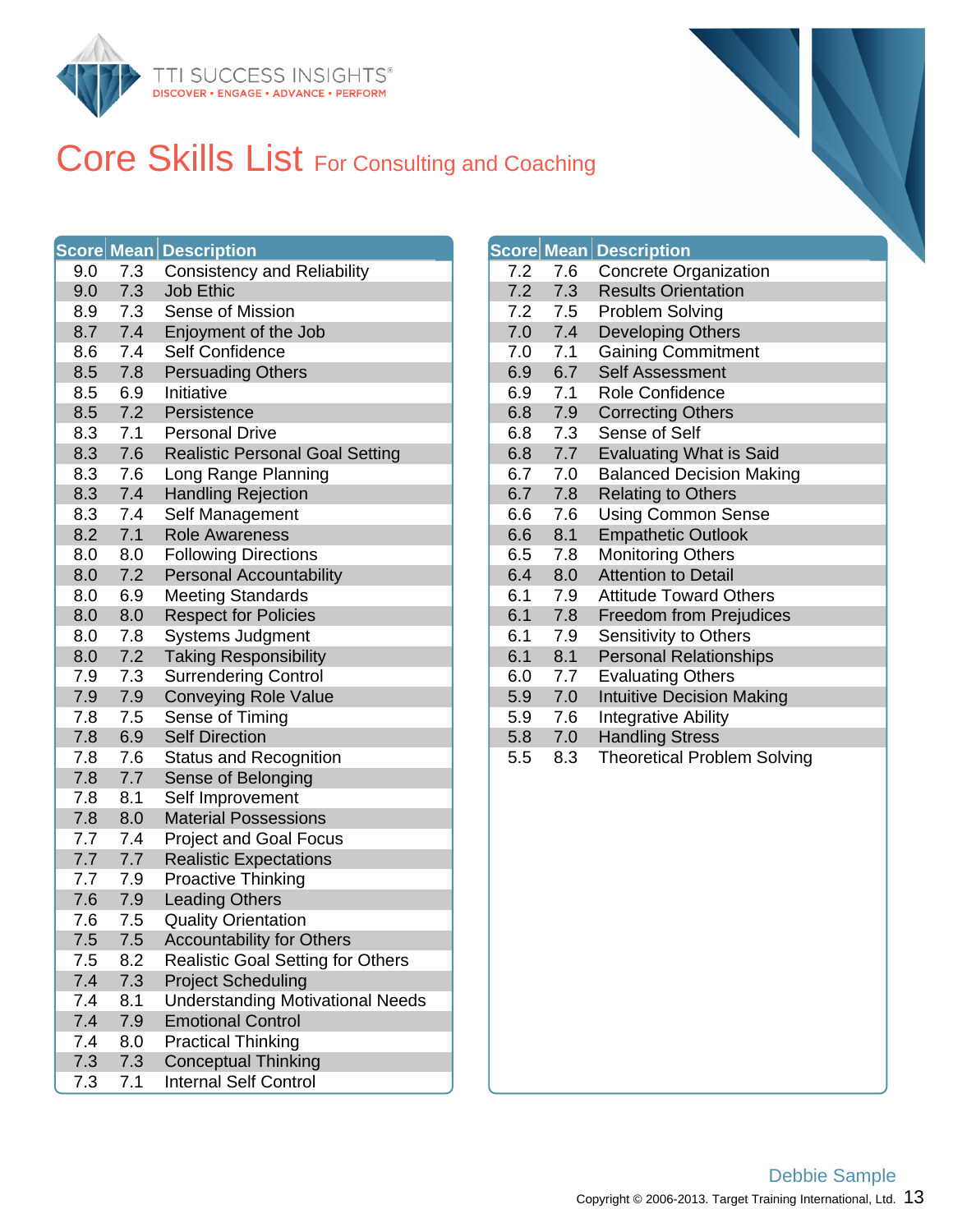# Core Skills List For Consulting and Coaching

| Score | Mean | Description |
|---|---|---|
| 9.0 | 7.3 | Consistency and Reliability |
| 9.0 | 7.3 | Job Ethic |
| 8.9 | 7.3 | Sense of Mission |
| 8.7 | 7.4 | Enjoyment of the Job |
| 8.6 | 7.4 | Self Confidence |
| 8.5 | 7.8 | Persuading Others |
| 8.5 | 6.9 | Initiative |
| 8.5 | 7.2 | Persistence |
| 8.3 | 7.1 | Personal Drive |
| 8.3 | 7.6 | Realistic Personal Goal Setting |
| 8.3 | 7.6 | Long Range Planning |
| 8.3 | 7.4 | Handling Rejection |
| 8.3 | 7.4 | Self Management |
| 8.2 | 7.1 | Role Awareness |
| 8.0 | 8.0 | Following Directions |
| 8.0 | 7.2 | Personal Accountability |
| 8.0 | 6.9 | Meeting Standards |
| 8.0 | 8.0 | Respect for Policies |
| 8.0 | 7.8 | Systems Judgment |
| 8.0 | 7.2 | Taking Responsibility |
| 7.9 | 7.3 | Surrendering Control |
| 7.9 | 7.9 | Conveying Role Value |
| 7.8 | 7.5 | Sense of Timing |
| 7.8 | 6.9 | Self Direction |
| 7.8 | 7.6 | Status and Recognition |
| 7.8 | 7.7 | Sense of Belonging |
| 7.8 | 8.1 | Self Improvement |
| 7.8 | 8.0 | Material Possessions |
| 7.7 | 7.4 | Project and Goal Focus |
| 7.7 | 7.7 | Realistic Expectations |
| 7.7 | 7.9 | Proactive Thinking |
| 7.6 | 7.9 | Leading Others |
| 7.6 | 7.5 | Quality Orientation |
| 7.5 | 7.5 | Accountability for Others |
| 7.5 | 8.2 | Realistic Goal Setting for Others |
| 7.4 | 7.3 | Project Scheduling |
| 7.4 | 8.1 | Understanding Motivational Needs |
| 7.4 | 7.9 | Emotional Control |
| 7.4 | 8.0 | Practical Thinking |
| 7.3 | 7.3 | Conceptual Thinking |
| 7.3 | 7.1 | Internal Self Control |
| 7.2 | 7.6 | Concrete Organization |
| 7.2 | 7.3 | Results Orientation |
| 7.2 | 7.5 | Problem Solving |
| 7.0 | 7.4 | Developing Others |
| 7.0 | 7.1 | Gaining Commitment |
| 6.9 | 6.7 | Self Assessment |
| 6.9 | 7.1 | Role Confidence |
| 6.8 | 7.9 | Correcting Others |
| 6.8 | 7.3 | Sense of Self |
| 6.8 | 7.7 | Evaluating What is Said |
| 6.7 | 7.0 | Balanced Decision Making |
| 6.7 | 7.8 | Relating to Others |
| 6.6 | 7.6 | Using Common Sense |
| 6.6 | 8.1 | Empathetic Outlook |
| 6.5 | 7.8 | Monitoring Others |
| 6.4 | 8.0 | Attention to Detail |
| 6.1 | 7.9 | Attitude Toward Others |
| 6.1 | 7.8 | Freedom from Prejudices |
| 6.1 | 7.9 | Sensitivity to Others |
| 6.1 | 8.1 | Personal Relationships |
| 6.0 | 7.7 | Evaluating Others |
| 5.9 | 7.0 | Intuitive Decision Making |
| 5.9 | 7.6 | Integrative Ability |
| 5.8 | 7.0 | Handling Stress |
| 5.5 | 8.3 | Theoretical Problem Solving |

Debbie Sample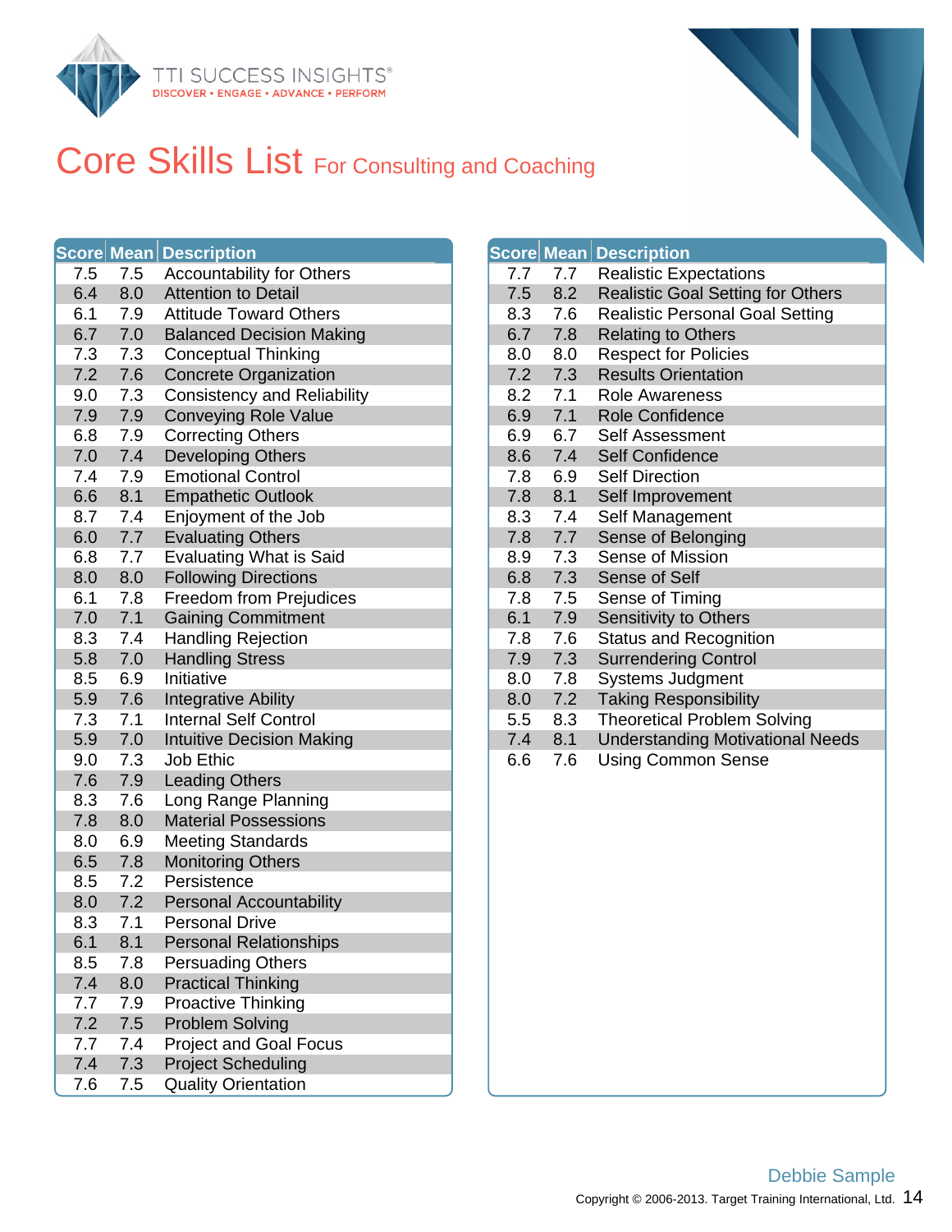# Core Skills List For Consulting and Coaching

| Score | Mean | Description |
|---|---|---|
| 7.5 | 7.5 | Accountability for Others |
| 6.4 | 8.0 | Attention to Detail |
| 6.1 | 7.9 | Attitude Toward Others |
| 6.7 | 7.0 | Balanced Decision Making |
| 7.3 | 7.3 | Conceptual Thinking |
| 7.2 | 7.6 | Concrete Organization |
| 9.0 | 7.3 | Consistency and Reliability |
| 7.9 | 7.9 | Conveying Role Value |
| 6.8 | 7.9 | Correcting Others |
| 7.0 | 7.4 | Developing Others |
| 7.4 | 7.9 | Emotional Control |
| 6.6 | 8.1 | Empathetic Outlook |
| 8.7 | 7.4 | Enjoyment of the Job |
| 6.0 | 7.7 | Evaluating Others |
| 6.8 | 7.7 | Evaluating What is Said |
| 8.0 | 8.0 | Following Directions |
| 6.1 | 7.8 | Freedom from Prejudices |
| 7.0 | 7.1 | Gaining Commitment |
| 8.3 | 7.4 | Handling Rejection |
| 5.8 | 7.0 | Handling Stress |
| 8.5 | 6.9 | Initiative |
| 5.9 | 7.6 | Integrative Ability |
| 7.3 | 7.1 | Internal Self Control |
| 5.9 | 7.0 | Intuitive Decision Making |
| 9.0 | 7.3 | Job Ethic |
| 7.6 | 7.9 | Leading Others |
| 8.3 | 7.6 | Long Range Planning |
| 7.8 | 8.0 | Material Possessions |
| 8.0 | 6.9 | Meeting Standards |
| 6.5 | 7.8 | Monitoring Others |
| 8.5 | 7.2 | Persistence |
| 8.0 | 7.2 | Personal Accountability |
| 8.3 | 7.1 | Personal Drive |
| 6.1 | 8.1 | Personal Relationships |
| 8.5 | 7.8 | Persuading Others |
| 7.4 | 8.0 | Practical Thinking |
| 7.7 | 7.9 | Proactive Thinking |
| 7.2 | 7.5 | Problem Solving |
| 7.7 | 7.4 | Project and Goal Focus |
| 7.4 | 7.3 | Project Scheduling |
| 7.6 | 7.5 | Quality Orientation |

| Score | Mean | Description |
|---|---|---|
| 7.7 | 7.7 | Realistic Expectations |
| 7.5 | 8.2 | Realistic Goal Setting for Others |
| 8.3 | 7.6 | Realistic Personal Goal Setting |
| 6.7 | 7.8 | Relating to Others |
| 8.0 | 8.0 | Respect for Policies |
| 7.2 | 7.3 | Results Orientation |
| 8.2 | 7.1 | Role Awareness |
| 6.9 | 7.1 | Role Confidence |
| 6.9 | 6.7 | Self Assessment |
| 8.6 | 7.4 | Self Confidence |
| 7.8 | 6.9 | Self Direction |
| 7.8 | 8.1 | Self Improvement |
| 8.3 | 7.4 | Self Management |
| 7.8 | 7.7 | Sense of Belonging |
| 8.9 | 7.3 | Sense of Mission |
| 6.8 | 7.3 | Sense of Self |
| 7.8 | 7.5 | Sense of Timing |
| 6.1 | 7.9 | Sensitivity to Others |
| 7.8 | 7.6 | Status and Recognition |
| 7.9 | 7.3 | Surrendering Control |
| 8.0 | 7.8 | Systems Judgment |
| 8.0 | 7.2 | Taking Responsibility |
| 5.5 | 8.3 | Theoretical Problem Solving |
| 7.4 | 8.1 | Understanding Motivational Needs |
| 6.6 | 7.6 | Using Common Sense |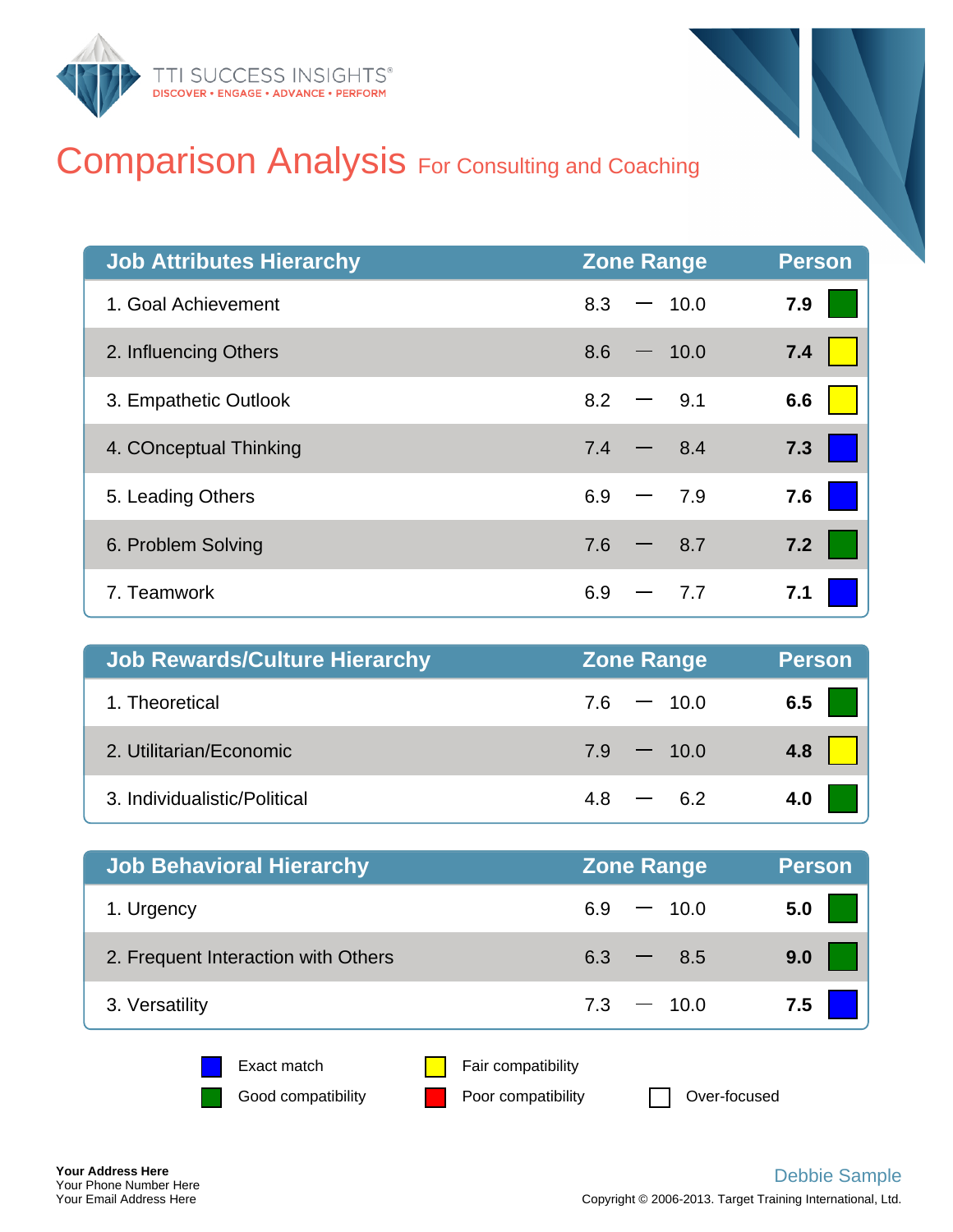TTI SUCCESS INSIGHTS®
DISCOVER • ENGAGE • ADVANCE • PERFORM

# Comparison Analysis For Consulting and Coaching

| Job Attributes Hierarchy | Zone Range | Person | |
|---|---|---|---|
| 1. Goal Achievement | 8.3 — 10.0 | 7.9 | Good compatibility |
| 2. Influencing Others | 8.6 — 10.0 | 7.4 | Fair compatibility |
| 3. Empathetic Outlook | 8.2 — 9.1 | 6.6 | Fair compatibility |
| 4. COnceptual Thinking | 7.4 — 8.4 | 7.3 | Exact match |
| 5. Leading Others | 6.9 — 7.9 | 7.6 | Exact match |
| 6. Problem Solving | 7.6 — 8.7 | 7.2 | Good compatibility |
| 7. Teamwork | 6.9 — 7.7 | 7.1 | Exact match |

| Job Rewards/Culture Hierarchy | Zone Range | Person | |
|---|---|---|---|
| 1. Theoretical | 7.6 — 10.0 | 6.5 | Good compatibility |
| 2. Utilitarian/Economic | 7.9 — 10.0 | 4.8 | Fair compatibility |
| 3. Individualistic/Political | 4.8 — 6.2 | 4.0 | Good compatibility |

| Job Behavioral Hierarchy | Zone Range | Person | |
|---|---|---|---|
| 1. Urgency | 6.9 — 10.0 | 5.0 | Good compatibility |
| 2. Frequent Interaction with Others | 6.3 — 8.5 | 9.0 | Good compatibility |
| 3. Versatility | 7.3 — 10.0 | 7.5 | Exact match |

Exact match
Good compatibility
Fair compatibility
Poor compatibility
Over-focused

**Your Address Here**
Your Phone Number Here
Your Email Address Here

Debbie Sample
Copyright © 2006-2013. Target Training International, Ltd.